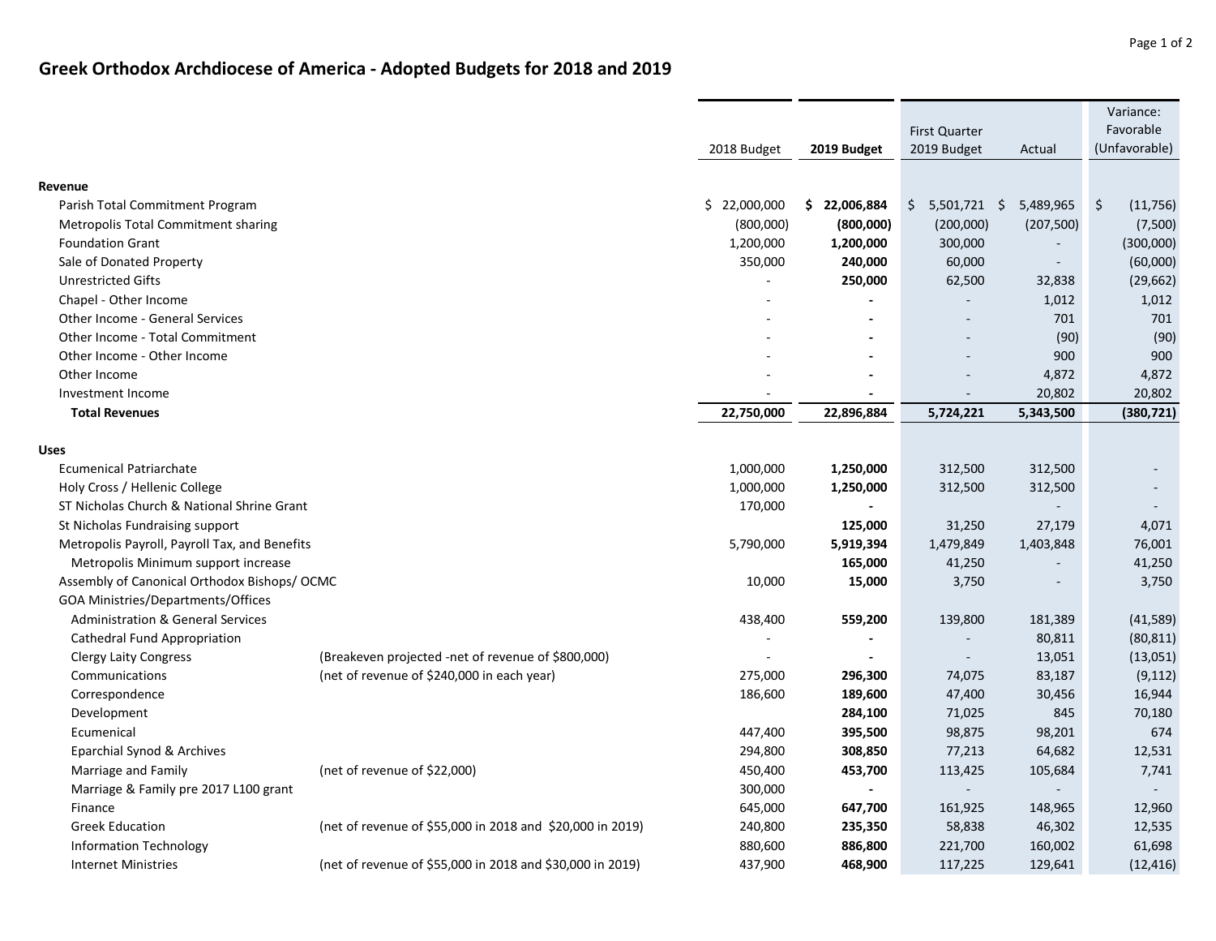# Greek Orthodox Archdiocese of America - Adopted Budgets for 2018 and 2019

| | | 2018 Budget | **2019 Budget** | First Quarter 2019 Budget | Actual | Variance: Favorable (Unfavorable) |
|---|---|---|---|---|---|---|
| **Revenue** | | | | | | |
| Parish Total Commitment Program | | $ 22,000,000 | **$ 22,006,884** | $ 5,501,721 | $ 5,489,965 | $ (11,756) |
| Metropolis Total Commitment sharing | | (800,000) | **(800,000)** | (200,000) | (207,500) | (7,500) |
| Foundation Grant | | 1,200,000 | **1,200,000** | 300,000 | - | (300,000) |
| Sale of Donated Property | | 350,000 | **240,000** | 60,000 | - | (60,000) |
| Unrestricted Gifts | | - | **250,000** | 62,500 | 32,838 | (29,662) |
| Chapel - Other Income | | - | **-** | - | 1,012 | 1,012 |
| Other Income - General Services | | - | **-** | - | 701 | 701 |
| Other Income - Total Commitment | | - | **-** | - | (90) | (90) |
| Other Income - Other Income | | - | **-** | - | 900 | 900 |
| Other Income | | - | **-** | - | 4,872 | 4,872 |
| Investment Income | | - | **-** | - | 20,802 | 20,802 |
| **Total Revenues** | | **22,750,000** | **22,896,884** | **5,724,221** | **5,343,500** | **(380,721)** |
| **Uses** | | | | | | |
| Ecumenical Patriarchate | | 1,000,000 | **1,250,000** | 312,500 | 312,500 | - |
| Holy Cross / Hellenic College | | 1,000,000 | **1,250,000** | 312,500 | 312,500 | - |
| ST Nicholas Church & National Shrine Grant | | 170,000 | **-** | | - | - |
| St Nicholas Fundraising support | | | **125,000** | 31,250 | 27,179 | 4,071 |
| Metropolis Payroll, Payroll Tax, and Benefits | | 5,790,000 | **5,919,394** | 1,479,849 | 1,403,848 | 76,001 |
| Metropolis Minimum support increase | | | **165,000** | 41,250 | - | 41,250 |
| Assembly of Canonical Orthodox Bishops/ OCMC | | 10,000 | **15,000** | 3,750 | - | 3,750 |
| GOA Ministries/Departments/Offices | | | | | | |
| Administration & General Services | | 438,400 | **559,200** | 139,800 | 181,389 | (41,589) |
| Cathedral Fund Appropriation | | - | **-** | - | 80,811 | (80,811) |
| Clergy Laity Congress | (Breakeven projected -net of revenue of $800,000) | - | **-** | - | 13,051 | (13,051) |
| Communications | (net of revenue of $240,000 in each year) | 275,000 | **296,300** | 74,075 | 83,187 | (9,112) |
| Correspondence | | 186,600 | **189,600** | 47,400 | 30,456 | 16,944 |
| Development | | | **284,100** | 71,025 | 845 | 70,180 |
| Ecumenical | | 447,400 | **395,500** | 98,875 | 98,201 | 674 |
| Eparchial Synod & Archives | | 294,800 | **308,850** | 77,213 | 64,682 | 12,531 |
| Marriage and Family | (net of revenue of $22,000) | 450,400 | **453,700** | 113,425 | 105,684 | 7,741 |
| Marriage & Family pre 2017 L100 grant | | 300,000 | **-** | - | - | - |
| Finance | | 645,000 | **647,700** | 161,925 | 148,965 | 12,960 |
| Greek Education | (net of revenue of $55,000 in 2018 and $20,000 in 2019) | 240,800 | **235,350** | 58,838 | 46,302 | 12,535 |
| Information Technology | | 880,600 | **886,800** | 221,700 | 160,002 | 61,698 |
| Internet Ministries | (net of revenue of $55,000 in 2018 and $30,000 in 2019) | 437,900 | **468,900** | 117,225 | 129,641 | (12,416) |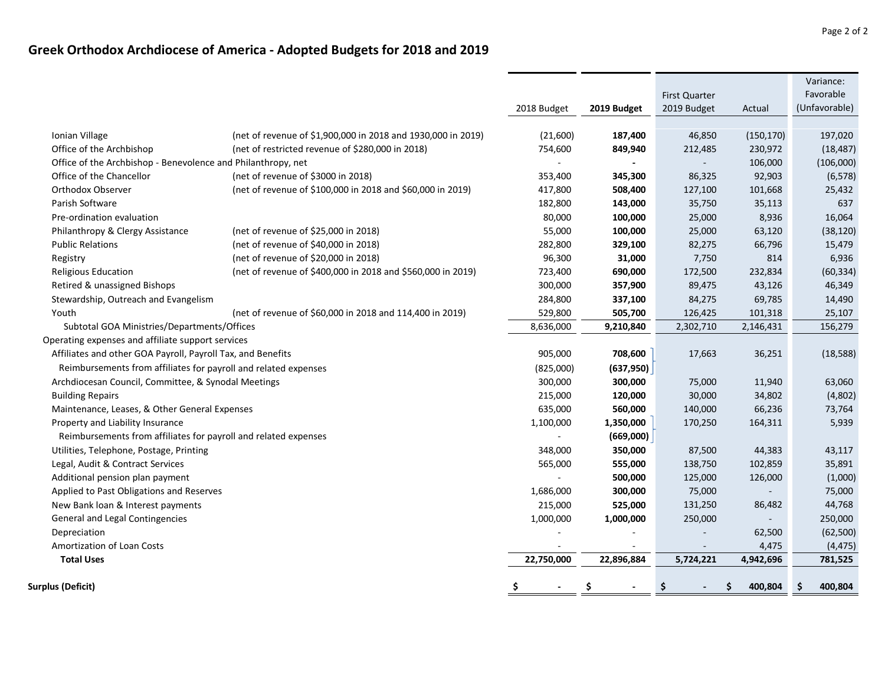## Greek Orthodox Archdiocese of America - Adopted Budgets for 2018 and 2019

| | | 2018 Budget | **2019 Budget** | First Quarter 2019 Budget | Actual | Variance: Favorable (Unfavorable) |
|---|---|---|---|---|---|---|
| Ionian Village | (net of revenue of $1,900,000 in 2018 and 1930,000 in 2019) | (21,600) | **187,400** | 46,850 | (150,170) | 197,020 |
| Office of the Archbishop | (net of restricted revenue of $280,000 in 2018) | 754,600 | **849,940** | 212,485 | 230,972 | (18,487) |
| Office of the Archbishop - Benevolence and Philanthropy, net | | - | **-** | - | 106,000 | (106,000) |
| Office of the Chancellor | (net of revenue of $3000 in 2018) | 353,400 | **345,300** | 86,325 | 92,903 | (6,578) |
| Orthodox Observer | (net of revenue of $100,000 in 2018 and $60,000 in 2019) | 417,800 | **508,400** | 127,100 | 101,668 | 25,432 |
| Parish Software | | 182,800 | **143,000** | 35,750 | 35,113 | 637 |
| Pre-ordination evaluation | | 80,000 | **100,000** | 25,000 | 8,936 | 16,064 |
| Philanthropy & Clergy Assistance | (net of revenue of $25,000 in 2018) | 55,000 | **100,000** | 25,000 | 63,120 | (38,120) |
| Public Relations | (net of revenue of $40,000 in 2018) | 282,800 | **329,100** | 82,275 | 66,796 | 15,479 |
| Registry | (net of revenue of $20,000 in 2018) | 96,300 | **31,000** | 7,750 | 814 | 6,936 |
| Religious Education | (net of revenue of $400,000 in 2018 and $560,000 in 2019) | 723,400 | **690,000** | 172,500 | 232,834 | (60,334) |
| Retired & unassigned Bishops | | 300,000 | **357,900** | 89,475 | 43,126 | 46,349 |
| Stewardship, Outreach and Evangelism | | 284,800 | **337,100** | 84,275 | 69,785 | 14,490 |
| Youth | (net of revenue of $60,000 in 2018 and 114,400 in 2019) | 529,800 | **505,700** | 126,425 | 101,318 | 25,107 |
| Subtotal GOA Ministries/Departments/Offices | | 8,636,000 | **9,210,840** | 2,302,710 | 2,146,431 | 156,279 |
| Operating expenses and affiliate support services | | | | | | |
| Affiliates and other GOA Payroll, Payroll Tax, and Benefits | | 905,000 | **708,600** | 17,663 | 36,251 | (18,588) |
| Reimbursements from affiliates for payroll and related expenses | | (825,000) | **(637,950)** | | | |
| Archdiocesan Council, Committee, & Synodal Meetings | | 300,000 | **300,000** | 75,000 | 11,940 | 63,060 |
| Building Repairs | | 215,000 | **120,000** | 30,000 | 34,802 | (4,802) |
| Maintenance, Leases, & Other General Expenses | | 635,000 | **560,000** | 140,000 | 66,236 | 73,764 |
| Property and Liability Insurance | | 1,100,000 | **1,350,000** | 170,250 | 164,311 | 5,939 |
| Reimbursements from affiliates for payroll and related expenses | | - | **(669,000)** | | | |
| Utilities, Telephone, Postage, Printing | | 348,000 | **350,000** | 87,500 | 44,383 | 43,117 |
| Legal, Audit & Contract Services | | 565,000 | **555,000** | 138,750 | 102,859 | 35,891 |
| Additional pension plan payment | | - | **500,000** | 125,000 | 126,000 | (1,000) |
| Applied to Past Obligations and Reserves | | 1,686,000 | **300,000** | 75,000 | - | 75,000 |
| New Bank loan & Interest payments | | 215,000 | **525,000** | 131,250 | 86,482 | 44,768 |
| General and Legal Contingencies | | 1,000,000 | **1,000,000** | 250,000 | - | 250,000 |
| Depreciation | | - | - | - | 62,500 | (62,500) |
| Amortization of Loan Costs | | - | - | - | 4,475 | (4,475) |
| **Total Uses** | | **22,750,000** | **22,896,884** | **5,724,221** | **4,942,696** | **781,525** |
| **Surplus (Deficit)** | | **$ -** | **$ -** | **$ -** | **$ 400,804** | **$ 400,804** |